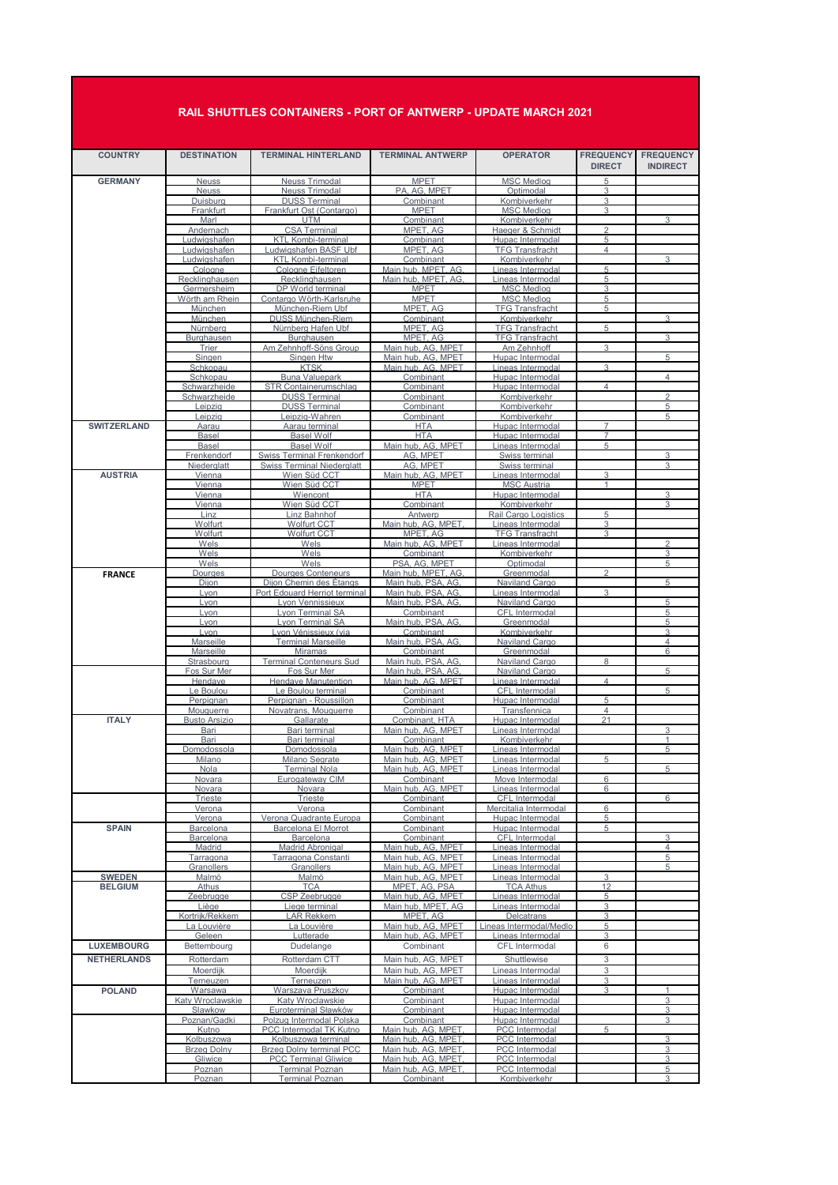# RAIL SHUTTLES CONTAINERS - PORT OF ANTWERP - UPDATE MARCH 2021

| COUNTRY | DESTINATION | TERMINAL HINTERLAND | TERMINAL ANTWERP | OPERATOR | FREQUENCY DIRECT | FREQUENCY INDIRECT |
|---|---|---|---|---|---|---|
| GERMANY | Neuss | Neuss Trimodal | MPET | MSC Medlog | 5 | |
| | Neuss | Neuss Trimodal | PA, AG, MPET | Optimodal | 3 | |
| | Duisburg | DUSS Terminal | Combinant | Kombiverkehr | 3 | |
| | Frankfurt | Frankfurt Ost (Contargo) | MPET | MSC Medlog | 3 | |
| | Marl | UTM | Combinant | Kombiverkehr | | 3 |
| | Andernach | CSA Terminal | MPET, AG | Haeger & Schmidt | 2 | |
| | Ludwigshafen | KTL Kombi-terminal | Combinant | Hupac Intermodal | 5 | |
| | Ludwigshafen | Ludwigshafen BASF Ubf | MPET, AG | TFG Transfracht | 4 | |
| | Ludwigshafen | KTL Kombi-terminal | Combinant | Kombiverkehr | | 3 |
| | Cologne | Cologne Eifeltoren | Main hub, MPET, AG, | Lineas Intermodal | 5 | |
| | Recklinghausen | Recklinghausen | Main hub, MPET, AG, | Lineas Intermodal | 5 | |
| | Germersheim | DP World terminal | MPET | MSC Medlog | 3 | |
| | Wörth am Rhein | Contargo Wörth-Karlsruhe | MPET | MSC Medlog | 5 | |
| | München | München-Riem Ubf | MPET, AG | TFG Transfracht | 5 | |
| | München | DUSS München-Riem | Combinant | Kombiverkehr | | 3 |
| | Nürnberg | Nürnberg Hafen Ubf | MPET, AG | TFG Transfracht | 5 | |
| | Burghausen | Burghausen | MPET, AG | TFG Transfracht | | 3 |
| | Trier | Am Zehnhoff-Söns Group | Main hub, AG, MPET | Am Zehnhoff | 3 | |
| | Singen | Singen Htw | Main hub, AG, MPET | Hupac Intermodal | | 5 |
| | Schkopau | KTSK | Main hub, AG, MPET | Lineas Intermodal | 3 | |
| | Schkopau | Buna Valuepark | Combinant | Hupac Intermodal | | 4 |
| | Schwarzheide | STR Containerumschlag | Combinant | Hupac Intermodal | 4 | |
| | Schwarzheide | DUSS Terminal | Combinant | Kombiverkehr | | 2 |
| | Leipzig | DUSS Terminal | Combinant | Kombiverkehr | | 5 |
| | Leipzig | Leipzig-Wahren | Combinant | Kombiverkehr | | 5 |
| SWITZERLAND | Aarau | Aarau terminal | HTA | Hupac Intermodal | 7 | |
| | Basel | Basel Wolf | HTA | Hupac Intermodal | 7 | |
| | Basel | Basel Wolf | Main hub, AG, MPET | Lineas Intermodal | 5 | |
| | Frenkendorf | Swiss Terminal Frenkendorf | AG, MPET | Swiss terminal | | 3 |
| | Niederglatt | Swiss Terminal Niederglatt | AG, MPET | Swiss terminal | | 3 |
| AUSTRIA | Vienna | Wien Süd CCT | Main hub, AG, MPET | Lineas Intermodal | 3 | |
| | Vienna | Wien Süd CCT | MPET | MSC Austria | 1 | |
| | Vienna | Wiencont | HTA | Hupac Intermodal | | 3 |
| | Vienna | Wien Süd CCT | Combinant | Kombiverkehr | | 3 |
| | Linz | Linz Bahnhof | Antwerp | Rail Cargo Logistics | 5 | |
| | Wolfurt | Wolfurt CCT | Main hub, AG, MPET, | Lineas Intermodal | 3 | |
| | Wolfurt | Wolfurt CCT | MPET, AG | TFG Transfracht | 3 | |
| | Wels | Wels | Main hub, AG, MPET | Lineas Intermodal | | 2 |
| | Wels | Wels | Combinant | Kombiverkehr | | 3 |
| | Wels | Wels | PSA, AG, MPET | Optimodal | | 5 |
| FRANCE | Dourges | Dourges Conteneurs | Main hub, MPET, AG, | Greenmodal | 2 | |
| | Dijon | Dijon Chemin des Étangs | Main hub, PSA, AG, | Naviland Cargo | | 5 |
| | Lyon | Port Edouard Herriot terminal | Main hub, PSA, AG, | Lineas Intermodal | 3 | |
| | Lyon | Lyon Vennissieux | Main hub, PSA, AG, | Naviland Cargo | | 5 |
| | Lyon | Lyon Terminal SA | Combinant | CFL Intermodal | | 5 |
| | Lyon | Lyon Terminal SA | Main hub, PSA, AG, | Greenmodal | | 5 |
| | Lyon | Lyon Vénissieux (via | Combinant | Kombiverkehr | | 3 |
| | Marseille | Terminal Marseille | Main hub, PSA, AG, | Naviland Cargo | | 4 |
| | Marseille | Miramas | Combinant | Greenmodal | | 6 |
| | Strasbourg | Terminal Conteneurs Sud | Main hub, PSA, AG, | Naviland Cargo | 8 | |
| | Fos Sur Mer | Fos Sur Mer | Main hub, PSA, AG, | Naviland Cargo | | 5 |
| | Hendaye | Hendaye Manutention | Main hub, AG, MPET | Lineas Intermodal | 4 | |
| | Le Boulou | Le Boulou terminal | Combinant | CFL Intermodal | | 5 |
| | Perpignan | Perpignan - Roussillon | Combinant | Hupac Intermodal | 5 | |
| | Mouguerre | Novatrans, Mouguerre | Combinant | Transfennica | 4 | |
| ITALY | Busto Arsizio | Gallarate | Combinant, HTA | Hupac Intermodal | 21 | |
| | Bari | Bari terminal | Main hub, AG, MPET | Lineas Intermodal | | 3 |
| | Bari | Bari terminal | Combinant | Kombiverkehr | | 1 |
| | Domodossola | Domodossola | Main hub, AG, MPET | Lineas Intermodal | | 5 |
| | Milano | Milano Segrate | Main hub, AG, MPET | Lineas Intermodal | 5 | |
| | Nola | Terminal Nola | Main hub, AG, MPET | Lineas Intermodal | | 5 |
| | Novara | Eurogateway CIM | Combinant | Move Intermodal | 6 | |
| | Novara | Novara | Main hub, AG, MPET | Lineas Intermodal | 6 | |
| | Trieste | Trieste | Combinant | CFL Intermodal | | 6 |
| | Verona | Verona | Combinant | Mercitalia Intermodal | 6 | |
| | Verona | Verona Quadrante Europa | Combinant | Hupac Intermodal | 5 | |
| SPAIN | Barcelona | Barcelona El Morrot | Combinant | Hupac Intermodal | 5 | |
| | Barcelona | Barcelona | Combinant | CFL Intermodal | | 3 |
| | Madrid | Madrid Abronigal | Main hub, AG, MPET | Lineas Intermodal | | 4 |
| | Tarragona | Tarragona Constanti | Main hub, AG, MPET | Lineas Intermodal | | 5 |
| | Granollers | Granollers | Main hub, AG, MPET | Lineas Intermodal | | 5 |
| SWEDEN | Malmö | Malmö | Main hub, AG, MPET | Lineas Intermodal | 3 | |
| BELGIUM | Athus | TCA | MPET, AG, PSA | TCA Athus | 12 | |
| | Zeebrugge | CSP Zeebrugge | Main hub, AG, MPET | Lineas Intermodal | 5 | |
| | Liège | Liege terminal | Main hub, MPET, AG | Lineas Intermodal | 3 | |
| | Kortrijk/Rekkem | LAR Rekkem | MPET, AG | Delcatrans | 3 | |
| | La Louvière | La Louvière | Main hub, AG, MPET | Lineas Intermodal/Medlo | 5 | |
| | Geleen | Lutterade | Main hub, AG, MPET | Lineas Intermodal | 3 | |
| LUXEMBOURG | Bettembourg | Dudelange | Combinant | CFL Intermodal | 6 | |
| NETHERLANDS | Rotterdam | Rotterdam CTT | Main hub, AG, MPET | Shuttlewise | 3 | |
| | Moerdijk | Moerdijk | Main hub, AG, MPET | Lineas Intermodal | 3 | |
| | Terneuzen | Terneuzen | Main hub, AG, MPET | Lineas Intermodal | 3 | |
| POLAND | Warsawa | Warszawa Pruszkov | Combinant | Hupac Intermodal | 3 | 1 |
| | Katy Wroclawskie | Katy Wroclawskie | Combinant | Hupac Intermodal | | 3 |
| | Slawkow | Euroterminal Sławków | Combinant | Hupac Intermodal | | 3 |
| | Poznan/Gadki | Polzug Intermodal Polska | Combinant | Hupac Intermodal | | 3 |
| | Kutno | PCC Intermodal TK Kutno | Main hub, AG, MPET, | PCC Intermodal | 5 | |
| | Kolbuszowa | Kolbuszowa terminal | Main hub, AG, MPET, | PCC Intermodal | | 3 |
| | Brzeg Dolny | Brzeg Dolny terminal PCC | Main hub, AG, MPET, | PCC Intermodal | | 3 |
| | Gliwice | PCC Terminal Gliwice | Main hub, AG, MPET, | PCC Intermodal | | 3 |
| | Poznan | Terminal Poznan | Main hub, AG, MPET, | PCC Intermodal | | 5 |
| | Poznan | Terminal Poznan | Combinant | Kombiverkehr | | 3 |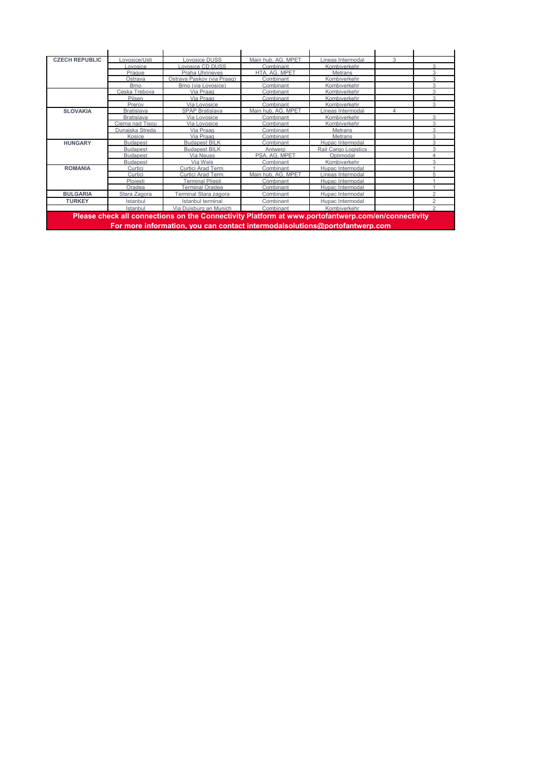| | | | | | | |
|---|---|---|---|---|---|---|
| **CZECH REPUBLIC** | Lovosice/Usti | Lovosice DUSS | Main hub, AG, MPET | Lineas Intermodal | 3 | |
| | Lovosice | Lovosice CD DUSS | Combinant | Kombiverkehr | | 3 |
| | Prague | Praha Uhrineves | HTA, AG, MPET | Metrans | | 3 |
| | Ostrava | Ostrava Paskov (via Praag) | Combinant | Kombiverkehr | | 3 |
| | Brno | Brno (via Lovosice) | Combinant | Kombiverkehr | | 3 |
| | Ceska Trebova | Via Praag | Combinant | Kombiverkehr | | 3 |
| | Pilsen | Via Praag | Combinant | Kombiverkehr | | 3 |
| | Prerov | Via Lovosice | Combinant | Kombiverkehr | | 3 |
| **SLOVAKIA** | Bratislava | SPAP Bratislava | Main hub, AG, MPET | Lineas Intermodal | 4 | |
| | Bratislava | Via Lovosice | Combinant | Kombiverkehr | | 3 |
| | Cierna nad Tisou | Via Lovosice | Combinant | Kombiverkehr | | 3 |
| | Dunajska Streda | Via Praag | Combinant | Metrans | | 3 |
| | Kosice | Via Praag | Combinant | Metrans | | 3 |
| **HUNGARY** | Budapest | Budapest BILK | Combinant | Hupac Intermodal | | 3 |
| | Budapest | Budapest BILK | Antwerp | Rail Cargo Logistics | | 3 |
| | Budapest | Via Neuss | PSA, AG, MPET | Optimodal | | 4 |
| | Budapest | Via Wels | Combinant | Kombiverkehr | | 3 |
| **ROMANIA** | Curtici | Curtici Arad Term. | Combinant | Hupac Intermodal | | 1 |
| | Curtici | Curtici Arad Term. | Main hub, AG, MPET | Lineas Intermodal | | 5 |
| | Ploiesti | Terminal Pliesti | Combinant | Hupac Intermodal | | 1 |
| | Oradea | Terminal Oradea | Combinant | Hupac Intermodal | | 1 |
| **BULGARIA** | Stara Zagora | Terminal Stara zagora | Combinant | Hupac Intermodal | | 2 |
| **TURKEY** | Istanbul | Istanbul terminal | Combinant | Hupac Intermodal | | 2 |
| | Istanbul | Via Duisburg an Munich | Combinant | Kombiverkehr | | 2 |

**Please check all connections on the Connectivity Platform at www.portofantwerp.com/en/connectivity**

**For more information, you can contact intermodalsolutions@portofantwerp.com**